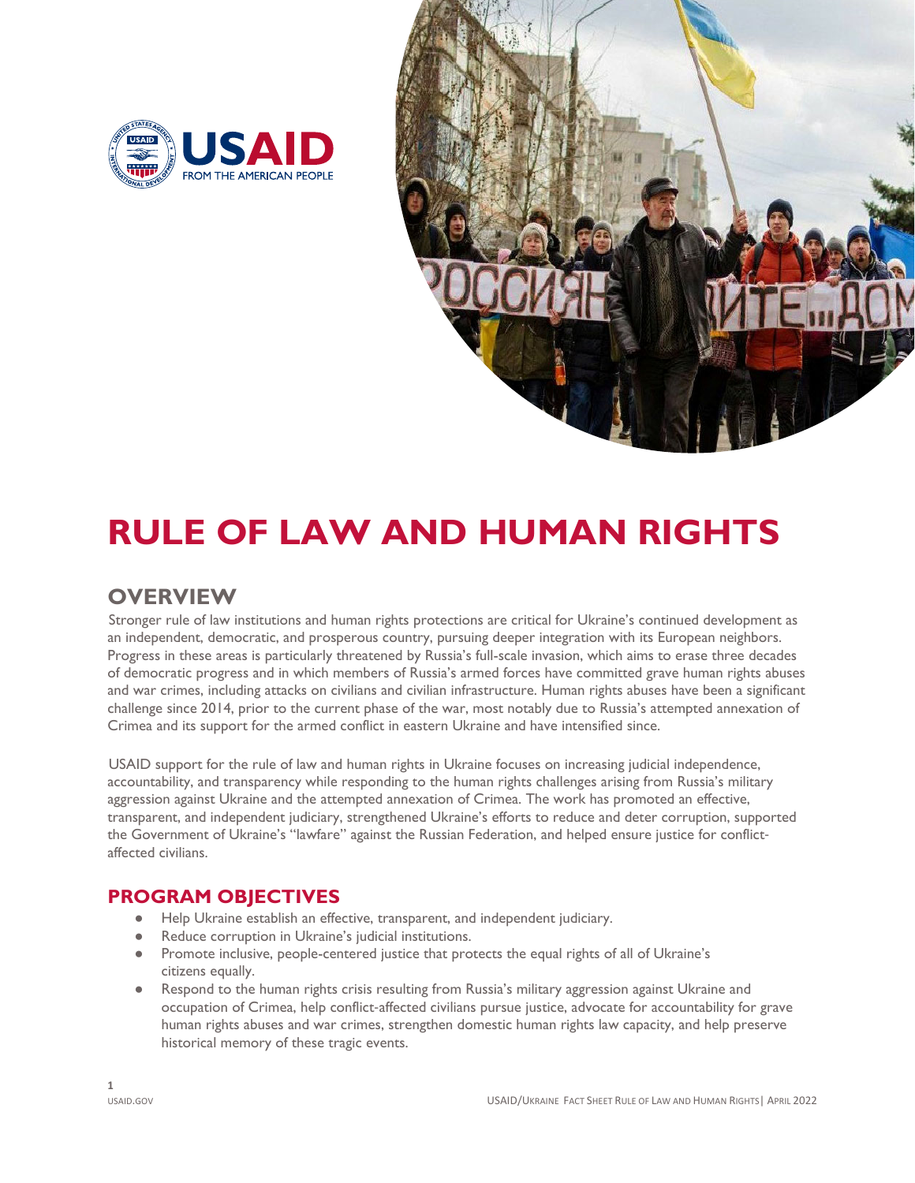# RULE OF LAW AND HUMAN RIGHTS

## OVERVIEW

Stronger rule of law institutions and human rights protections are critical for Ukraine's continued development as an independent, democratic, and prosperous country, pursuing deeper integration with its European neighbors. Progress in these areas is particularly threatened by Russia's full-scale invasion, which aims to erase three decades of democratic progress and in which members of Russia's armed forces have committed grave human rights abuses and war crimes, including attacks on civilians and civilian infrastructure. Human rights abuses have been a significant challenge since 2014, prior to the current phase of the war, most notably due to Russia's attempted annexation of Crimea and its support for the armed conflict in eastern Ukraine and have intensified since.

USAID support for the rule of law and human rights in Ukraine focuses on increasing judicial independence, accountability, and transparency while responding to the human rights challenges arising from Russia's military aggression against Ukraine and the attempted annexation of Crimea. The work has promoted an effective, transparent, and independent judiciary, strengthened Ukraine's efforts to reduce and deter corruption, supported the Government of Ukraine's "lawfare" against the Russian Federation, and helped ensure justice for conflict-affected civilians.

## PROGRAM OBJECTIVES

- Help Ukraine establish an effective, transparent, and independent judiciary.
- Reduce corruption in Ukraine's judicial institutions.
- Promote inclusive, people-centered justice that protects the equal rights of all of Ukraine's citizens equally.
- Respond to the human rights crisis resulting from Russia's military aggression against Ukraine and occupation of Crimea, help conflict-affected civilians pursue justice, advocate for accountability for grave human rights abuses and war crimes, strengthen domestic human rights law capacity, and help preserve historical memory of these tragic events.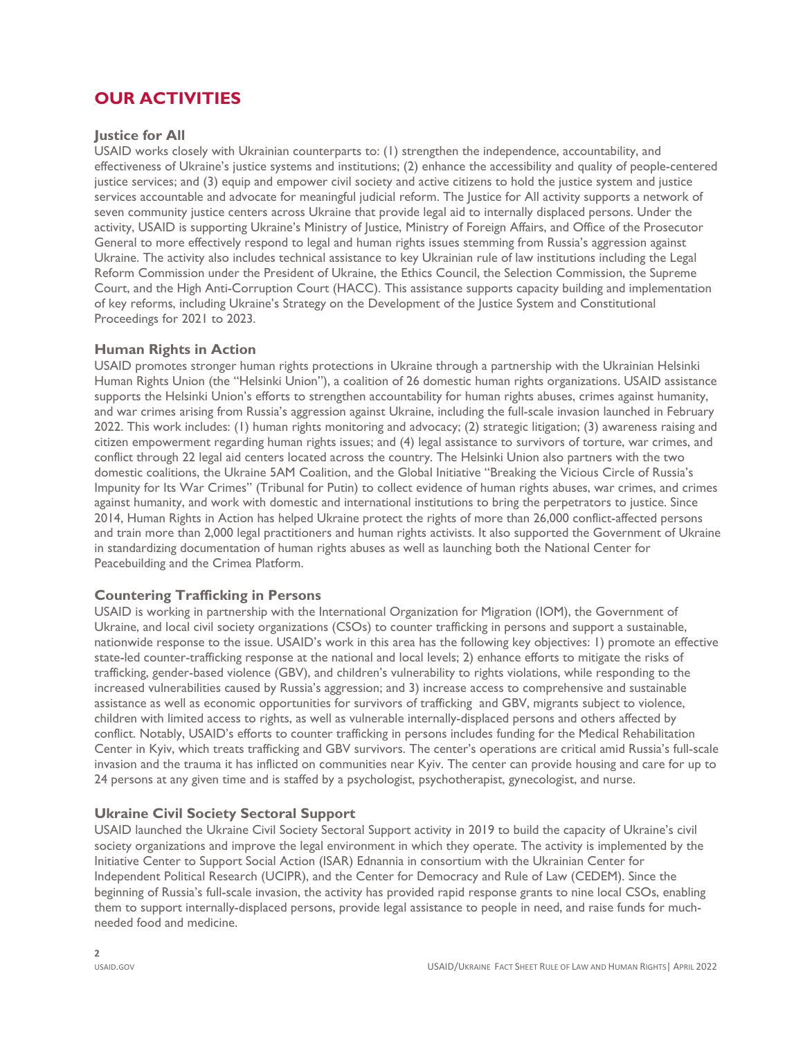## OUR ACTIVITIES

### Justice for All

USAID works closely with Ukrainian counterparts to: (1) strengthen the independence, accountability, and effectiveness of Ukraine's justice systems and institutions; (2) enhance the accessibility and quality of people-centered justice services; and (3) equip and empower civil society and active citizens to hold the justice system and justice services accountable and advocate for meaningful judicial reform. The Justice for All activity supports a network of seven community justice centers across Ukraine that provide legal aid to internally displaced persons. Under the activity, USAID is supporting Ukraine's Ministry of Justice, Ministry of Foreign Affairs, and Office of the Prosecutor General to more effectively respond to legal and human rights issues stemming from Russia's aggression against Ukraine. The activity also includes technical assistance to key Ukrainian rule of law institutions including the Legal Reform Commission under the President of Ukraine, the Ethics Council, the Selection Commission, the Supreme Court, and the High Anti-Corruption Court (HACC). This assistance supports capacity building and implementation of key reforms, including Ukraine's Strategy on the Development of the Justice System and Constitutional Proceedings for 2021 to 2023.

### Human Rights in Action

USAID promotes stronger human rights protections in Ukraine through a partnership with the Ukrainian Helsinki Human Rights Union (the "Helsinki Union"), a coalition of 26 domestic human rights organizations. USAID assistance supports the Helsinki Union's efforts to strengthen accountability for human rights abuses, crimes against humanity, and war crimes arising from Russia's aggression against Ukraine, including the full-scale invasion launched in February 2022. This work includes: (1) human rights monitoring and advocacy; (2) strategic litigation; (3) awareness raising and citizen empowerment regarding human rights issues; and (4) legal assistance to survivors of torture, war crimes, and conflict through 22 legal aid centers located across the country. The Helsinki Union also partners with the two domestic coalitions, the Ukraine 5AM Coalition, and the Global Initiative "Breaking the Vicious Circle of Russia's Impunity for Its War Crimes" (Tribunal for Putin) to collect evidence of human rights abuses, war crimes, and crimes against humanity, and work with domestic and international institutions to bring the perpetrators to justice. Since 2014, Human Rights in Action has helped Ukraine protect the rights of more than 26,000 conflict-affected persons and train more than 2,000 legal practitioners and human rights activists. It also supported the Government of Ukraine in standardizing documentation of human rights abuses as well as launching both the National Center for Peacebuilding and the Crimea Platform.

### Countering Trafficking in Persons

USAID is working in partnership with the International Organization for Migration (IOM), the Government of Ukraine, and local civil society organizations (CSOs) to counter trafficking in persons and support a sustainable, nationwide response to the issue. USAID's work in this area has the following key objectives: 1) promote an effective state-led counter-trafficking response at the national and local levels; 2) enhance efforts to mitigate the risks of trafficking, gender-based violence (GBV), and children's vulnerability to rights violations, while responding to the increased vulnerabilities caused by Russia's aggression; and 3) increase access to comprehensive and sustainable assistance as well as economic opportunities for survivors of trafficking and GBV, migrants subject to violence, children with limited access to rights, as well as vulnerable internally-displaced persons and others affected by conflict. Notably, USAID's efforts to counter trafficking in persons includes funding for the Medical Rehabilitation Center in Kyiv, which treats trafficking and GBV survivors. The center's operations are critical amid Russia's full-scale invasion and the trauma it has inflicted on communities near Kyiv. The center can provide housing and care for up to 24 persons at any given time and is staffed by a psychologist, psychotherapist, gynecologist, and nurse.

### Ukraine Civil Society Sectoral Support

USAID launched the Ukraine Civil Society Sectoral Support activity in 2019 to build the capacity of Ukraine's civil society organizations and improve the legal environment in which they operate. The activity is implemented by the Initiative Center to Support Social Action (ISAR) Ednannia in consortium with the Ukrainian Center for Independent Political Research (UCIPR), and the Center for Democracy and Rule of Law (CEDEM). Since the beginning of Russia's full-scale invasion, the activity has provided rapid response grants to nine local CSOs, enabling them to support internally-displaced persons, provide legal assistance to people in need, and raise funds for much-needed food and medicine.